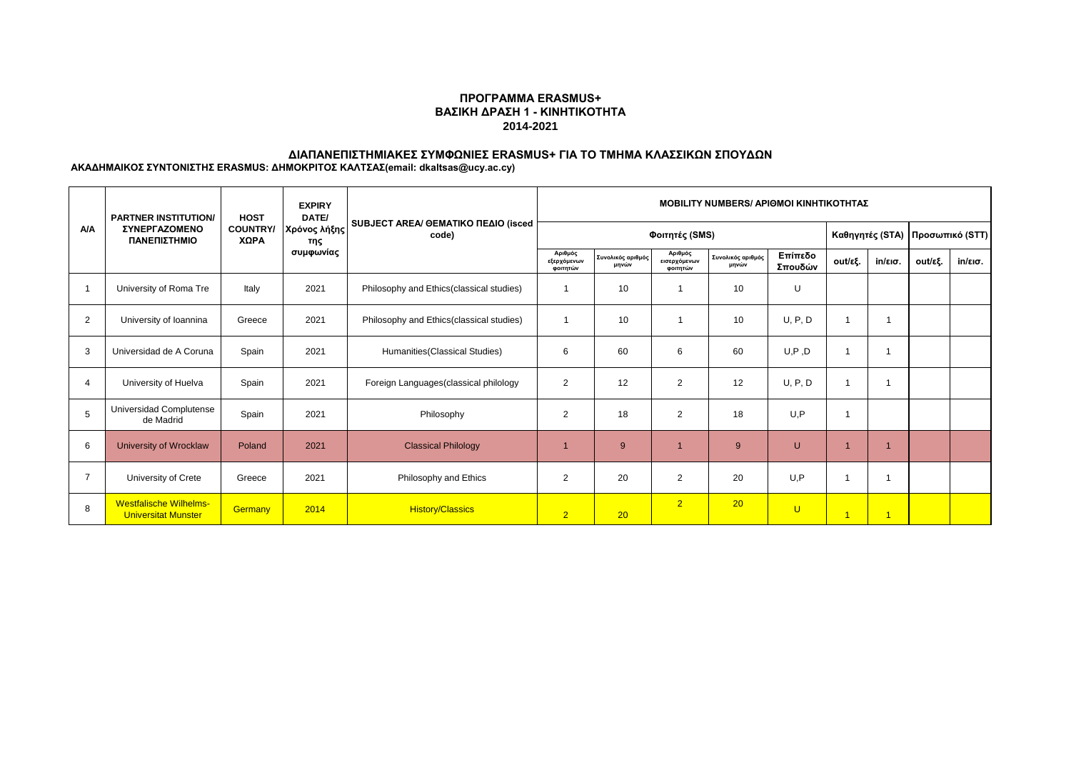## ΠΡΟΓΡΑΜΜΑ ERASMUS+
## ΒΑΣΙΚΗ ΔΡΑΣΗ 1 - ΚΙΝΗΤΙΚΟΤΗΤΑ
## 2014-2021

### ΔΙΑΠΑΝΕΠΙΣΤΗΜΙΑΚΕΣ ΣΥΜΦΩΝΙΕΣ ERASMUS+ ΓΙΑ ΤΟ ΤΜΗΜΑ ΚΛΑΣΣΙΚΩΝ ΣΠΟΥΔΩΝ

**ΑΚΑΔΗΜΑΙΚΟΣ ΣΥΝΤΟΝΙΣΤΗΣ ERASMUS: ΔΗΜΟΚΡΙΤΟΣ ΚΑΛΤΣΑΣ(email: dkaltsas@ucy.ac.cy)**

| A/A | PARTNER INSTITUTION/ ΣΥΝΕΡΓΑΖΟΜΕΝΟ ΠΑΝΕΠΙΣΤΗΜΙΟ | HOST COUNTRY/ ΧΩΡΑ | EXPIRY DATE/ Χρόνος λήξης της συμφωνίας | SUBJECT AREA/ ΘΕΜΑΤΙΚΟ ΠΕΔΙΟ (isced code) | MOBILITY NUMBERS/ ΑΡΙΘΜΟΙ ΚΙΝΗΤΙΚΟΤΗΤΑΣ | | | | | | | | |
|---|---|---|---|---|---|---|---|---|---|---|---|---|---|
| | | | | | Φοιτητές (SMS) | | | | | Καθηγητές (STA) | | Προσωπικό (STT) | |
| | | | | | Αριθμός εξερχόμενων φοιτητών | Συνολικός αριθμός μηνών | Αριθμός εισερχόμενων φοιτητών | Συνολικός αριθμός μηνών | Επίπεδο Σπουδών | out/εξ. | in/εισ. | out/εξ. | in/εισ. |
| 1 | University of Roma Tre | Italy | 2021 | Philosophy and Ethics(classical studies) | 1 | 10 | 1 | 10 | U | | | | |
| 2 | University of Ioannina | Greece | 2021 | Philosophy and Ethics(classical studies) | 1 | 10 | 1 | 10 | U, P, D | 1 | 1 | | |
| 3 | Universidad de A Coruna | Spain | 2021 | Humanities(Classical Studies) | 6 | 60 | 6 | 60 | U,P ,D | 1 | 1 | | |
| 4 | University of Huelva | Spain | 2021 | Foreign Languages(classical philology | 2 | 12 | 2 | 12 | U, P, D | 1 | 1 | | |
| 5 | Universidad Complutense de Madrid | Spain | 2021 | Philosophy | 2 | 18 | 2 | 18 | U,P | 1 | | | |
| 6 | University of Wrocklaw | Poland | 2021 | Classical Philology | 1 | 9 | 1 | 9 | U | 1 | 1 | | |
| 7 | University of Crete | Greece | 2021 | Philosophy and Ethics | 2 | 20 | 2 | 20 | U,P | 1 | 1 | | |
| 8 | Westfalische Wilhelms-Universitat Munster | Germany | 2014 | History/Classics | 2 | 20 | 2 | 20 | U | 1 | 1 | | |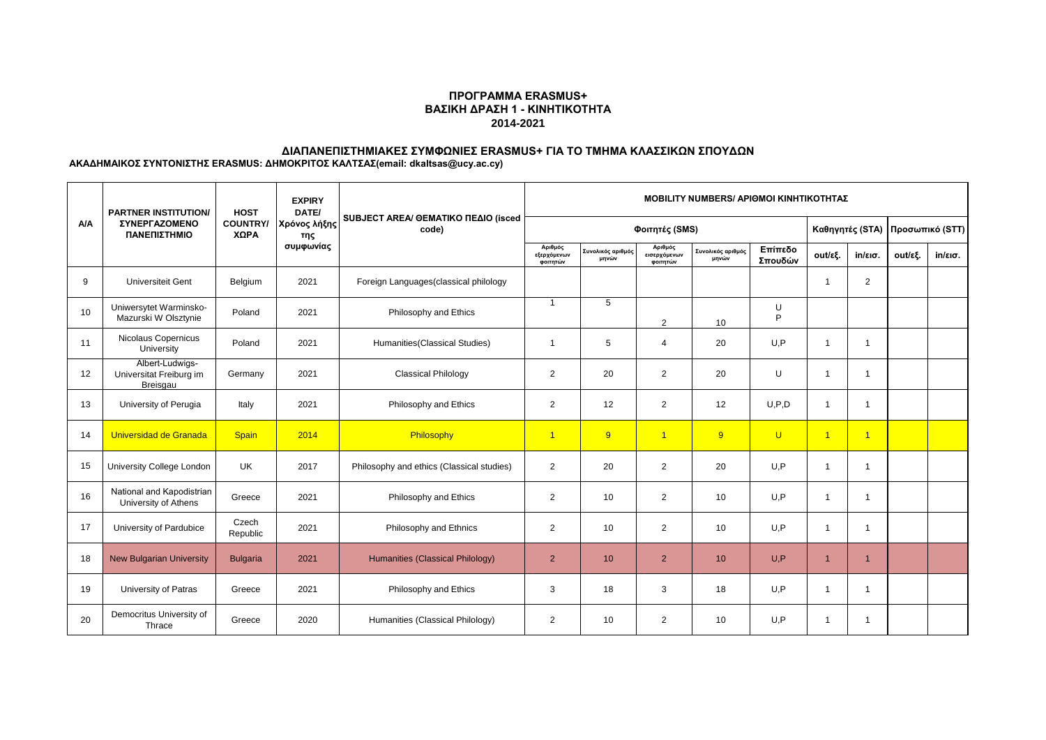# ΠΡΟΓΡΑΜΜΑ ERASMUS+
## ΒΑΣΙΚΗ ΔΡΑΣΗ 1 - ΚΙΝΗΤΙΚΟΤΗΤΑ
## 2014-2021

### ΔΙΑΠΑΝΕΠΙΣΤΗΜΙΑΚΕΣ ΣΥΜΦΩΝΙΕΣ ERASMUS+ ΓΙΑ ΤΟ ΤΜΗΜΑ ΚΛΑΣΣΙΚΩΝ ΣΠΟΥΔΩΝ

**ΑΚΑΔΗΜΑΙΚΟΣ ΣΥΝΤΟΝΙΣΤΗΣ ERASMUS: ΔΗΜΟΚΡΙΤΟΣ ΚΑΛΤΣΑΣ(email: dkaltsas@ucy.ac.cy)**

| A/A | PARTNER INSTITUTION/ ΣΥΝΕΡΓΑΖΟΜΕΝΟ ΠΑΝΕΠΙΣΤΗΜΙΟ | HOST COUNTRY/ ΧΩΡΑ | EXPIRY DATE/ Χρόνος λήξης της συμφωνίας | SUBJECT AREA/ ΘΕΜΑΤΙΚΟ ΠΕΔΙΟ (isced code) | MOBILITY NUMBERS/ ΑΡΙΘΜΟΙ ΚΙΝΗΤΙΚΟΤΗΤΑΣ | | | | | | | | |
|---|---|---|---|---|---|---|---|---|---|---|---|---|---|
| | | | | | Φοιτητές (SMS) | | | | | Καθηγητές (STA) | | Προσωπικό (STT) | |
| | | | | | Αριθμός εξερχόμενων φοιτητών | Συνολικός αριθμός μηνών | Αριθμός εισερχόμενων φοιτητών | Συνολικός αριθμός μηνών | Επίπεδο Σπουδών | out/εξ. | in/εισ. | out/εξ. | in/εισ. |
| 9 | Universiteit Gent | Belgium | 2021 | Foreign Languages(classical philology | | | | | | 1 | 2 | | |
| 10 | Uniwersytet Warminsko-Mazurski W Olsztynie | Poland | 2021 | Philosophy and Ethics | 1 | 5 | 2 | 10 | U P | | | | |
| 11 | Nicolaus Copernicus University | Poland | 2021 | Humanities(Classical Studies) | 1 | 5 | 4 | 20 | U,P | 1 | 1 | | |
| 12 | Albert-Ludwigs-Universitat Freiburg im Breisgau | Germany | 2021 | Classical Philology | 2 | 20 | 2 | 20 | U | 1 | 1 | | |
| 13 | University of Perugia | Italy | 2021 | Philosophy and Ethics | 2 | 12 | 2 | 12 | U,P,D | 1 | 1 | | |
| 14 | Universidad de Granada | Spain | 2014 | Philosophy | 1 | 9 | 1 | 9 | U | 1 | 1 | | |
| 15 | University College London | UK | 2017 | Philosophy and ethics (Classical studies) | 2 | 20 | 2 | 20 | U,P | 1 | 1 | | |
| 16 | National and Kapodistrian University of Athens | Greece | 2021 | Philosophy and Ethics | 2 | 10 | 2 | 10 | U,P | 1 | 1 | | |
| 17 | University of Pardubice | Czech Republic | 2021 | Philosophy and Ethnics | 2 | 10 | 2 | 10 | U,P | 1 | 1 | | |
| 18 | New Bulgarian University | Bulgaria | 2021 | Humanities (Classical Philology) | 2 | 10 | 2 | 10 | U,P | 1 | 1 | | |
| 19 | University of Patras | Greece | 2021 | Philosophy and Ethics | 3 | 18 | 3 | 18 | U,P | 1 | 1 | | |
| 20 | Democritus University of Thrace | Greece | 2020 | Humanities (Classical Philology) | 2 | 10 | 2 | 10 | U,P | 1 | 1 | | |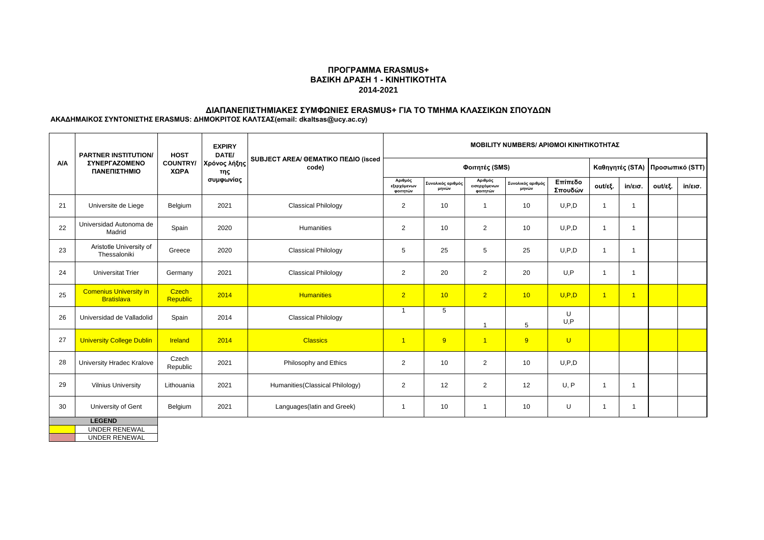**ΠΡΟΓΡΑΜΜΑ ERASMUS+**
**ΒΑΣΙΚΗ ΔΡΑΣΗ 1 - ΚΙΝΗΤΙΚΟΤΗΤΑ**
**2014-2021**

**ΔΙΑΠΑΝΕΠΙΣΤΗΜΙΑΚΕΣ ΣΥΜΦΩΝΙΕΣ ERASMUS+ ΓΙΑ ΤΟ ΤΜΗΜΑ ΚΛΑΣΣΙΚΩΝ ΣΠΟΥΔΩΝ**
**ΑΚΑΔΗΜΑΙΚΟΣ ΣΥΝΤΟΝΙΣΤΗΣ ERASMUS: ΔΗΜΟΚΡΙΤΟΣ ΚΑΛΤΣΑΣ(email: dkaltsas@ucy.ac.cy)**

| A/A | PARTNER INSTITUTION/ ΣΥΝΕΡΓΑΖΟΜΕΝΟ ΠΑΝΕΠΙΣΤΗΜΙΟ | HOST COUNTRY/ ΧΩΡΑ | EXPIRY DATE/ Χρόνος λήξης της συμφωνίας | SUBJECT AREA/ ΘΕΜΑΤΙΚΟ ΠΕΔΙΟ (isced code) | MOBILITY NUMBERS/ ΑΡΙΘΜΟΙ ΚΙΝΗΤΙΚΟΤΗΤΑΣ | | | | | | | | |
|---|---|---|---|---|---|---|---|---|---|---|---|---|---|
| | | | | | Φοιτητές (SMS) | | | | | Καθηγητές (STA) | | Προσωπικό (STT) | |
| | | | | | Αριθμός εξερχόμενων φοιτητών | Συνολικός αριθμός μηνών | Αριθμός εισερχόμενων φοιτητών | Συνολικός αριθμός μηνών | Επίπεδο Σπουδών | out/εξ. | in/εισ. | out/εξ. | in/εισ. |
| 21 | Universite de Liege | Belgium | 2021 | Classical Philology | 2 | 10 | 1 | 10 | U,P,D | 1 | 1 | | |
| 22 | Universidad Autonoma de Madrid | Spain | 2020 | Humanities | 2 | 10 | 2 | 10 | U,P,D | 1 | 1 | | |
| 23 | Aristotle University of Thessaloniki | Greece | 2020 | Classical Philology | 5 | 25 | 5 | 25 | U,P,D | 1 | 1 | | |
| 24 | Universitat Trier | Germany | 2021 | Classical Philology | 2 | 20 | 2 | 20 | U,P | 1 | 1 | | |
| 25 | Comenius University in Bratislava | Czech Republic | 2014 | Humanities | 2 | 10 | 2 | 10 | U,P,D | 1 | 1 | | |
| 26 | Universidad de Valladolid | Spain | 2014 | Classical Philology | 1 | 5 | 1 | 5 | U U,P | | | | |
| 27 | University College Dublin | Ireland | 2014 | Classics | 1 | 9 | 1 | 9 | U | | | | |
| 28 | University Hradec Kralove | Czech Republic | 2021 | Philosophy and Ethics | 2 | 10 | 2 | 10 | U,P,D | | | | |
| 29 | Vilnius University | Lithouania | 2021 | Humanities(Classical Philology) | 2 | 12 | 2 | 12 | U, P | 1 | 1 | | |
| 30 | University of Gent | Belgium | 2021 | Languages(latin and Greek) | 1 | 10 | 1 | 10 | U | 1 | 1 | | |

**LEGEND**

UNDER RENEWAL

UNDER RENEWAL